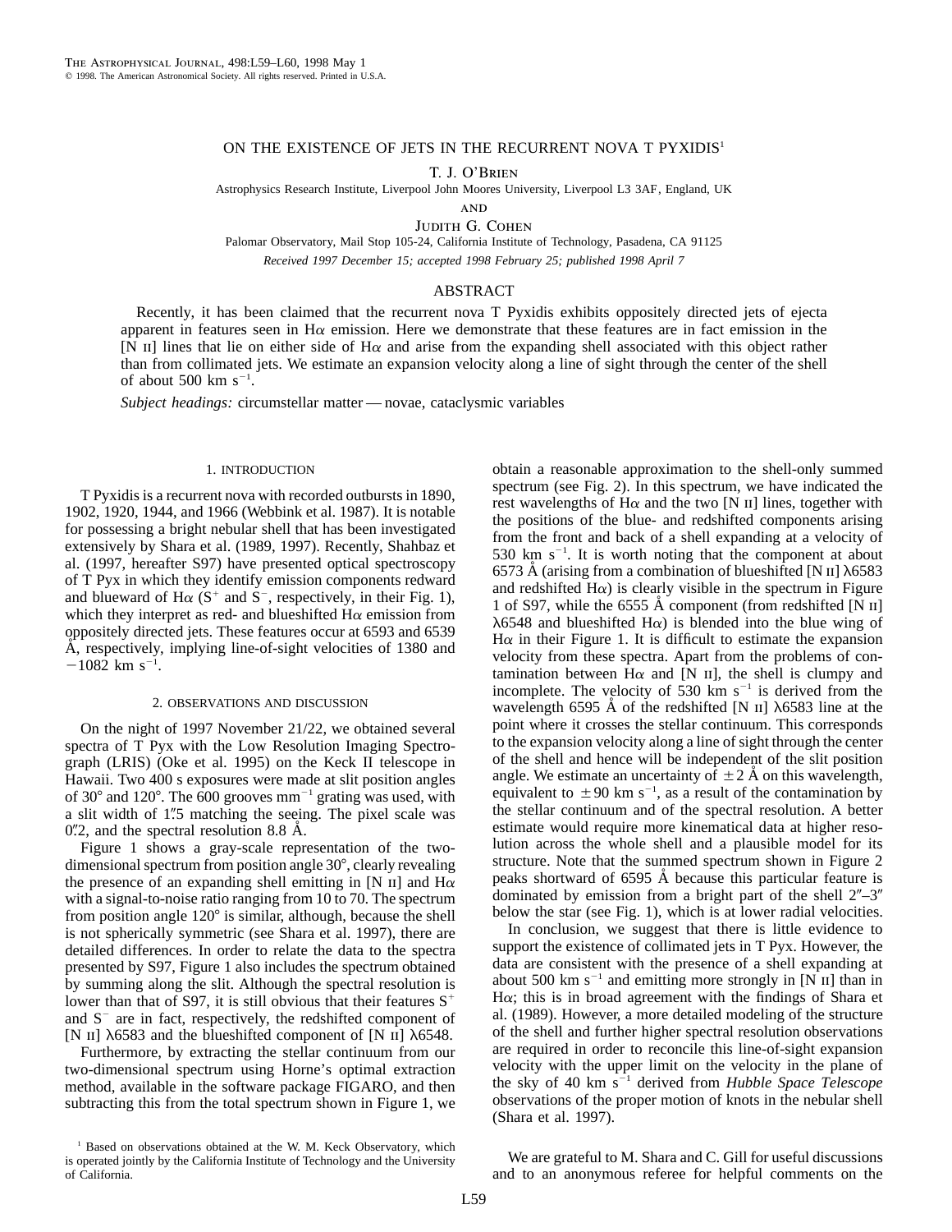# ON THE EXISTENCE OF JETS IN THE RECURRENT NOVA T PYXIDIS[1]

T. J. O'Brien

Astrophysics Research Institute, Liverpool John Moores University, Liverpool L3 3AF, England, UK

AND

Judith G. Cohen

Palomar Observatory, Mail Stop 105-24, California Institute of Technology, Pasadena, CA 91125

*Received 1997 December 15; accepted 1998 February 25; published 1998 April 7*

## ABSTRACT

Recently, it has been claimed that the recurrent nova T Pyxidis exhibits oppositely directed jets of ejecta apparent in features seen in Hα emission. Here we demonstrate that these features are in fact emission in the [N II] lines that lie on either side of Hα and arise from the expanding shell associated with this object rather than from collimated jets. We estimate an expansion velocity along a line of sight through the center of the shell of about 500 km $s^{-1}$.

*Subject headings:* circumstellar matter — novae, cataclysmic variables

## 1. INTRODUCTION

T Pyxidis is a recurrent nova with recorded outbursts in 1890, 1902, 1920, 1944, and 1966 (Webbink et al. 1987). It is notable for possessing a bright nebular shell that has been investigated extensively by Shara et al. (1989, 1997). Recently, Shahbaz et al. (1997, hereafter S97) have presented optical spectroscopy of T Pyx in which they identify emission components redward and blueward of Hα ($S^+$ and $S^-$, respectively, in their Fig. 1), which they interpret as red- and blueshifted Hα emission from oppositely directed jets. These features occur at 6593 and 6539 Å, respectively, implying line-of-sight velocities of 1380 and −1082 km $s^{-1}$.

## 2. OBSERVATIONS AND DISCUSSION

On the night of 1997 November 21/22, we obtained several spectra of T Pyx with the Low Resolution Imaging Spectrograph (LRIS) (Oke et al. 1995) on the Keck II telescope in Hawaii. Two 400 s exposures were made at slit position angles of 30° and 120°. The 600 grooves $mm^{-1}$ grating was used, with a slit width of 1″.5 matching the seeing. The pixel scale was 0″.2, and the spectral resolution 8.8 Å.

Figure 1 shows a gray-scale representation of the two-dimensional spectrum from position angle 30°, clearly revealing the presence of an expanding shell emitting in [N II] and Hα with a signal-to-noise ratio ranging from 10 to 70. The spectrum from position angle 120° is similar, although, because the shell is not spherically symmetric (see Shara et al. 1997), there are detailed differences. In order to relate the data to the spectra presented by S97, Figure 1 also includes the spectrum obtained by summing along the slit. Although the spectral resolution is lower than that of S97, it is still obvious that their features $S^+$ and $S^-$ are in fact, respectively, the redshifted component of [N II] λ6583 and the blueshifted component of [N II] λ6548.

Furthermore, by extracting the stellar continuum from our two-dimensional spectrum using Horne's optimal extraction method, available in the software package FIGARO, and then subtracting this from the total spectrum shown in Figure 1, we obtain a reasonable approximation to the shell-only summed spectrum (see Fig. 2). In this spectrum, we have indicated the rest wavelengths of Hα and the two [N II] lines, together with the positions of the blue- and redshifted components arising from the front and back of a shell expanding at a velocity of 530 km $s^{-1}$. It is worth noting that the component at about 6573 Å (arising from a combination of blueshifted [N II] λ6583 and redshifted Hα) is clearly visible in the spectrum in Figure 1 of S97, while the 6555 Å component (from redshifted [N II] λ6548 and blueshifted Hα) is blended into the blue wing of Hα in their Figure 1. It is difficult to estimate the expansion velocity from these spectra. Apart from the problems of contamination between Hα and [N II], the shell is clumpy and incomplete. The velocity of 530 km $s^{-1}$ is derived from the wavelength 6595 Å of the redshifted [N II] λ6583 line at the point where it crosses the stellar continuum. This corresponds to the expansion velocity along a line of sight through the center of the shell and hence will be independent of the slit position angle. We estimate an uncertainty of ±2 Å on this wavelength, equivalent to ±90 km $s^{-1}$, as a result of the contamination by the stellar continuum and of the spectral resolution. A better estimate would require more kinematical data at higher resolution across the whole shell and a plausible model for its structure. Note that the summed spectrum shown in Figure 2 peaks shortward of 6595 Å because this particular feature is dominated by emission from a bright part of the shell 2″–3″ below the star (see Fig. 1), which is at lower radial velocities.

In conclusion, we suggest that there is little evidence to support the existence of collimated jets in T Pyx. However, the data are consistent with the presence of a shell expanding at about 500 km $s^{-1}$ and emitting more strongly in [N II] than in Hα; this is in broad agreement with the findings of Shara et al. (1989). However, a more detailed modeling of the structure of the shell and further higher spectral resolution observations are required in order to reconcile this line-of-sight expansion velocity with the upper limit on the velocity in the plane of the sky of 40 km $s^{-1}$ derived from *Hubble Space Telescope* observations of the proper motion of knots in the nebular shell (Shara et al. 1997).

We are grateful to M. Shara and C. Gill for useful discussions and to an anonymous referee for helpful comments on the

[1] Based on observations obtained at the W. M. Keck Observatory, which is operated jointly by the California Institute of Technology and the University of California.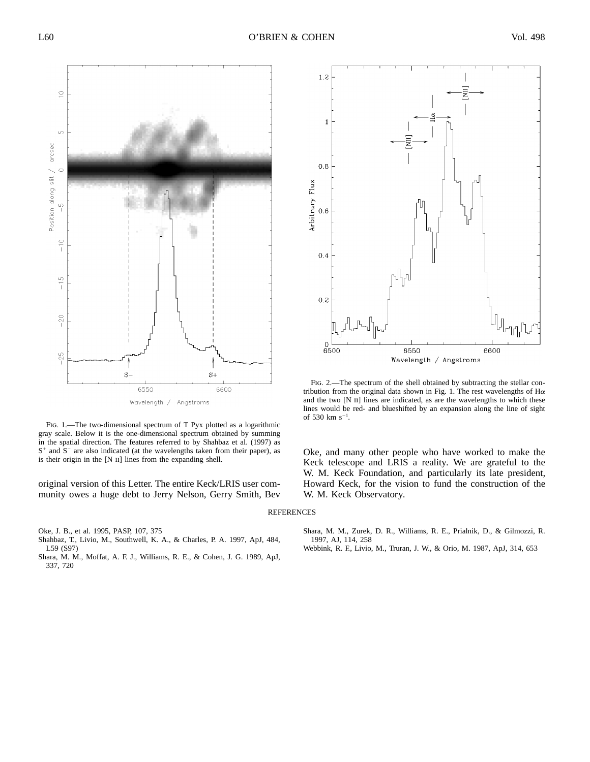Position along slit / arcsec

10

5

0

−5

−10

−15

−20

−25

S−

S+

6550

6600

Wavelength / Angstroms

FIG. 1.—The two-dimensional spectrum of T Pyx plotted as a logarithmic gray scale. Below it is the one-dimensional spectrum obtained by summing in the spatial direction. The features referred to by Shahbaz et al. (1997) as $S^+$ and $S^-$ are also indicated (at the wavelengths taken from their paper), as is their origin in the [N II] lines from the expanding shell.

Arbitrary Flux

1.2

1

0.8

0.6

0.4

0.2

0

6500

6550

6600

Wavelength / Angstroms

[NII]

Hα

[NII]

FIG. 2.—The spectrum of the shell obtained by subtracting the stellar contribution from the original data shown in Fig. 1. The rest wavelengths of Hα and the two [N II] lines are indicated, as are the wavelengths to which these lines would be red- and blueshifted by an expansion along the line of sight of 530 km $s^{-1}$.

original version of this Letter. The entire Keck/LRIS user community owes a huge debt to Jerry Nelson, Gerry Smith, Bev Oke, and many other people who have worked to make the Keck telescope and LRIS a reality. We are grateful to the W. M. Keck Foundation, and particularly its late president, Howard Keck, for the vision to fund the construction of the W. M. Keck Observatory.

## REFERENCES

Oke, J. B., et al. 1995, PASP, 107, 375

Shahbaz, T., Livio, M., Southwell, K. A., & Charles, P. A. 1997, ApJ, 484, L59 (S97)

Shara, M. M., Moffat, A. F. J., Williams, R. E., & Cohen, J. G. 1989, ApJ, 337, 720

Shara, M. M., Zurek, D. R., Williams, R. E., Prialnik, D., & Gilmozzi, R. 1997, AJ, 114, 258

Webbink, R. F., Livio, M., Truran, J. W., & Orio, M. 1987, ApJ, 314, 653